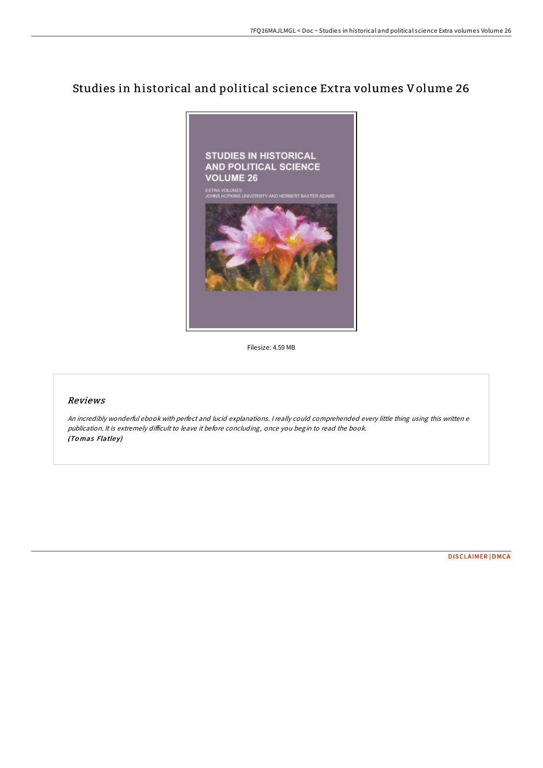# Studies in historical and political science Extra volumes Volume 26

Filesize: 4.59 MB

## *Reviews*

*An incredibly wonderful ebook with perfect and lucid explanations. I really could comprehended every little thing using this written e publication. It is extremely difficult to leave it before concluding, once you begin to read the book.*
*(Tomas Flatley)*

DISCLAIMER | DMCA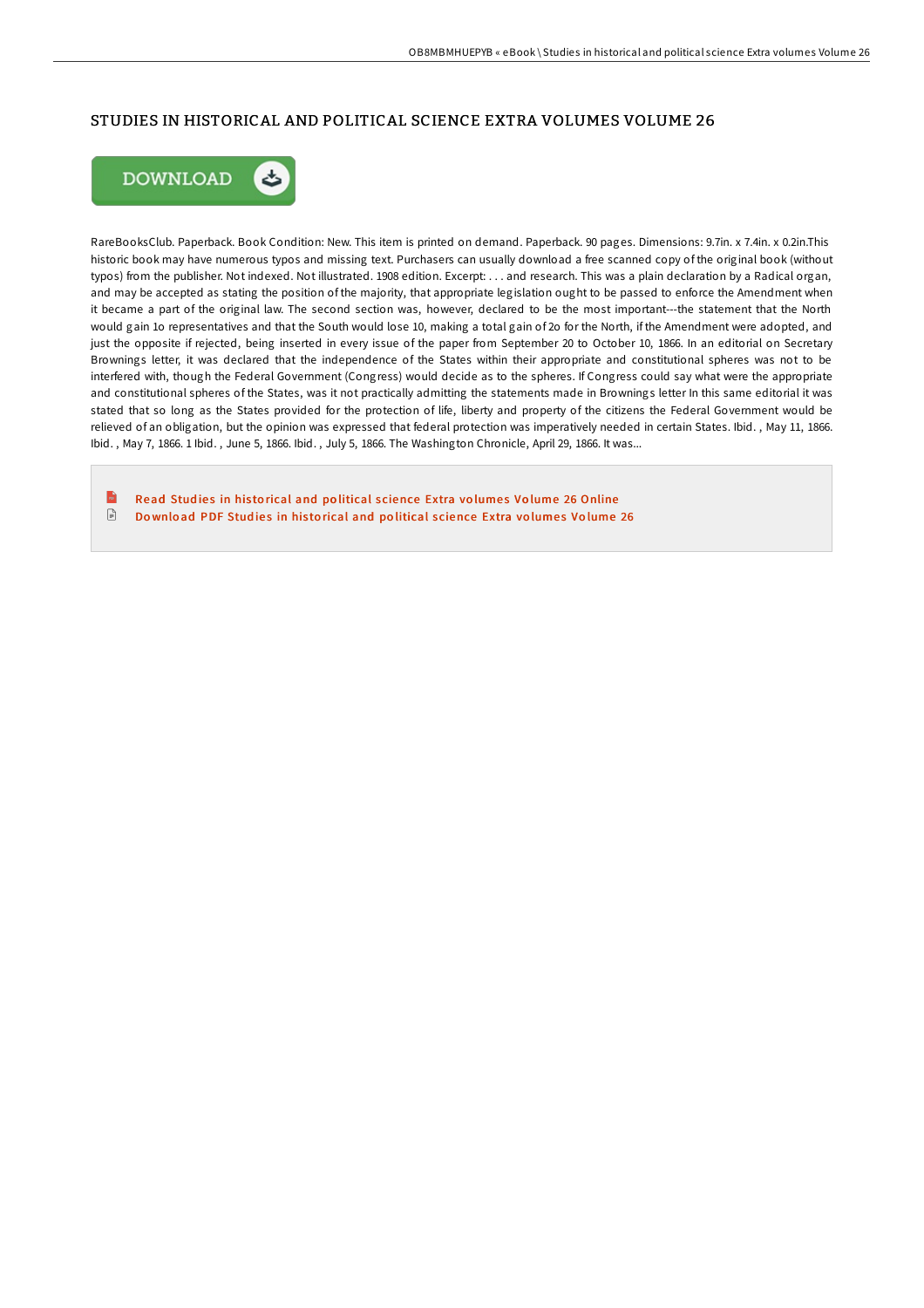## STUDIES IN HISTORICAL AND POLITICAL SCIENCE EXTRA VOLUMES VOLUME 26

DOWNLOAD

RareBooksClub. Paperback. Book Condition: New. This item is printed on demand. Paperback. 90 pages. Dimensions: 9.7in. x 7.4in. x 0.2in.This historic book may have numerous typos and missing text. Purchasers can usually download a free scanned copy of the original book (without typos) from the publisher. Not indexed. Not illustrated. 1908 edition. Excerpt: . . . and research. This was a plain declaration by a Radical organ, and may be accepted as stating the position of the majority, that appropriate legislation ought to be passed to enforce the Amendment when it became a part of the original law. The second section was, however, declared to be the most important---the statement that the North would gain 1o representatives and that the South would lose 10, making a total gain of 2o for the North, if the Amendment were adopted, and just the opposite if rejected, being inserted in every issue of the paper from September 20 to October 10, 1866. In an editorial on Secretary Brownings letter, it was declared that the independence of the States within their appropriate and constitutional spheres was not to be interfered with, though the Federal Government (Congress) would decide as to the spheres. If Congress could say what were the appropriate and constitutional spheres of the States, was it not practically admitting the statements made in Brownings letter In this same editorial it was stated that so long as the States provided for the protection of life, liberty and property of the citizens the Federal Government would be relieved of an obligation, but the opinion was expressed that federal protection was imperatively needed in certain States. Ibid. , May 11, 1866. Ibid. , May 7, 1866. 1 Ibid. , June 5, 1866. Ibid. , July 5, 1866. The Washington Chronicle, April 29, 1866. It was...

Read Studies in historical and political science Extra volumes Volume 26 Online
Download PDF Studies in historical and political science Extra volumes Volume 26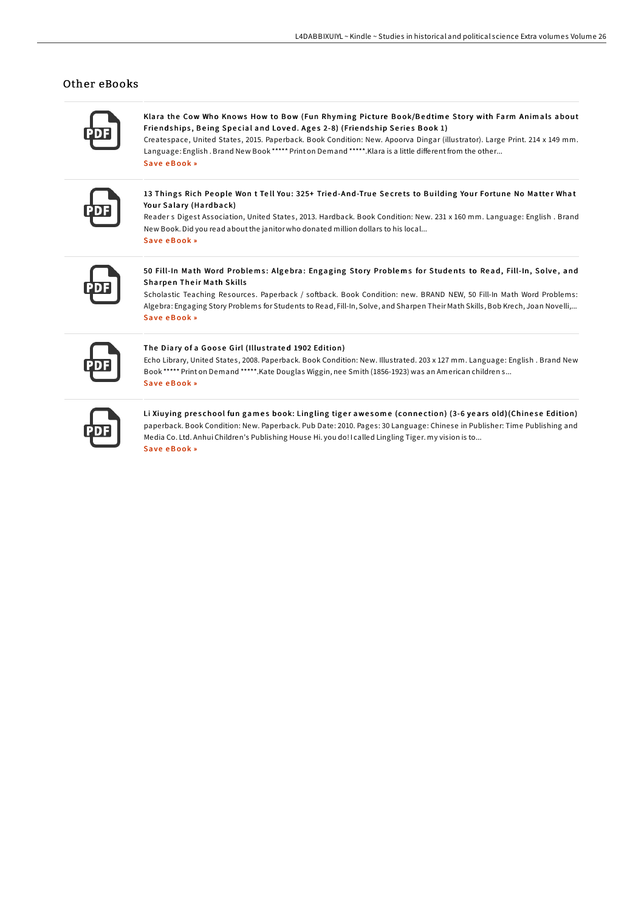## Other eBooks

**Klara the Cow Who Knows How to Bow (Fun Rhyming Picture Book/Bedtime Story with Farm Animals about Friendships, Being Special and Loved. Ages 2-8) (Friendship Series Book 1)**

Createspace, United States, 2015. Paperback. Book Condition: New. Apoorva Dingar (illustrator). Large Print. 214 x 149 mm. Language: English . Brand New Book ***** Print on Demand *****.Klara is a little different from the other...

Save eBook »

**13 Things Rich People Won t Tell You: 325+ Tried-And-True Secrets to Building Your Fortune No Matter What Your Salary (Hardback)**

Reader s Digest Association, United States, 2013. Hardback. Book Condition: New. 231 x 160 mm. Language: English . Brand New Book. Did you read about the janitor who donated million dollars to his local...

Save eBook »

**50 Fill-In Math Word Problems: Algebra: Engaging Story Problems for Students to Read, Fill-In, Solve, and Sharpen Their Math Skills**

Scholastic Teaching Resources. Paperback / softback. Book Condition: new. BRAND NEW, 50 Fill-In Math Word Problems: Algebra: Engaging Story Problems for Students to Read, Fill-In, Solve, and Sharpen Their Math Skills, Bob Krech, Joan Novelli,...

Save eBook »

**The Diary of a Goose Girl (Illustrated 1902 Edition)**

Echo Library, United States, 2008. Paperback. Book Condition: New. Illustrated. 203 x 127 mm. Language: English . Brand New Book ***** Print on Demand *****.Kate Douglas Wiggin, nee Smith (1856-1923) was an American children s...

Save eBook »

**Li Xiuying preschool fun games book: Lingling tiger awesome (connection) (3-6 years old)(Chinese Edition)**

paperback. Book Condition: New. Paperback. Pub Date: 2010. Pages: 30 Language: Chinese in Publisher: Time Publishing and Media Co. Ltd. Anhui Children's Publishing House Hi. you do! I called Lingling Tiger. my vision is to...

Save eBook »